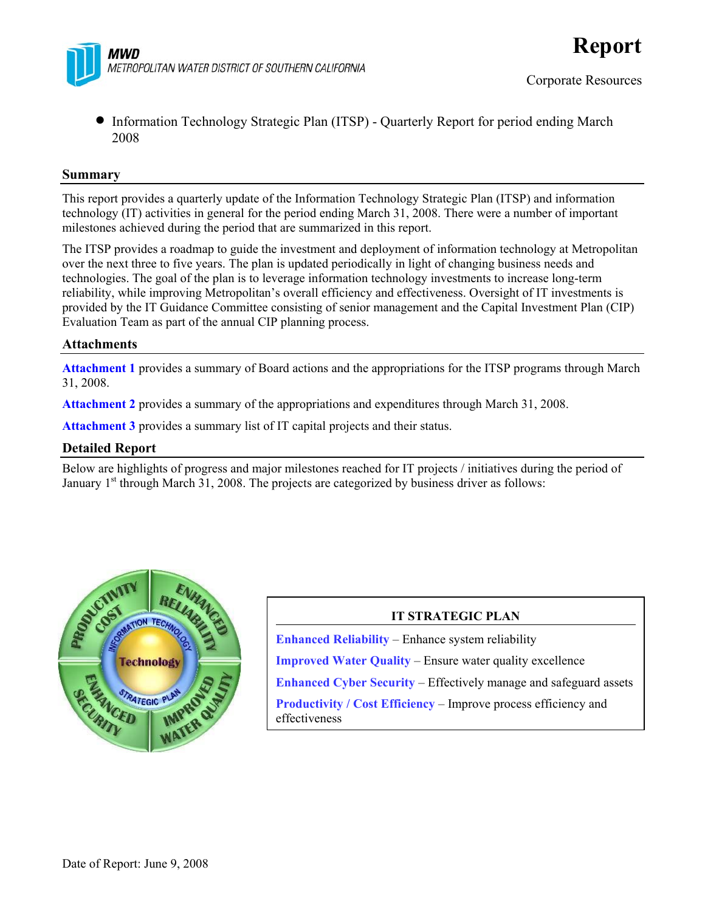MWD
METROPOLITAN WATER DISTRICT OF SOUTHERN CALIFORNIA

# Report

Corporate Resources

- Information Technology Strategic Plan (ITSP) - Quarterly Report for period ending March 2008

## Summary

This report provides a quarterly update of the Information Technology Strategic Plan (ITSP) and information technology (IT) activities in general for the period ending March 31, 2008. There were a number of important milestones achieved during the period that are summarized in this report.

The ITSP provides a roadmap to guide the investment and deployment of information technology at Metropolitan over the next three to five years. The plan is updated periodically in light of changing business needs and technologies. The goal of the plan is to leverage information technology investments to increase long-term reliability, while improving Metropolitan's overall efficiency and effectiveness. Oversight of IT investments is provided by the IT Guidance Committee consisting of senior management and the Capital Investment Plan (CIP) Evaluation Team as part of the annual CIP planning process.

## Attachments

**Attachment 1** provides a summary of Board actions and the appropriations for the ITSP programs through March 31, 2008.

**Attachment 2** provides a summary of the appropriations and expenditures through March 31, 2008.

**Attachment 3** provides a summary list of IT capital projects and their status.

## Detailed Report

Below are highlights of progress and major milestones reached for IT projects / initiatives during the period of January 1st through March 31, 2008. The projects are categorized by business driver as follows:

**IT STRATEGIC PLAN**

**Enhanced Reliability** – Enhance system reliability

**Improved Water Quality** – Ensure water quality excellence

**Enhanced Cyber Security** – Effectively manage and safeguard assets

**Productivity / Cost Efficiency** – Improve process efficiency and effectiveness

Date of Report: June 9, 2008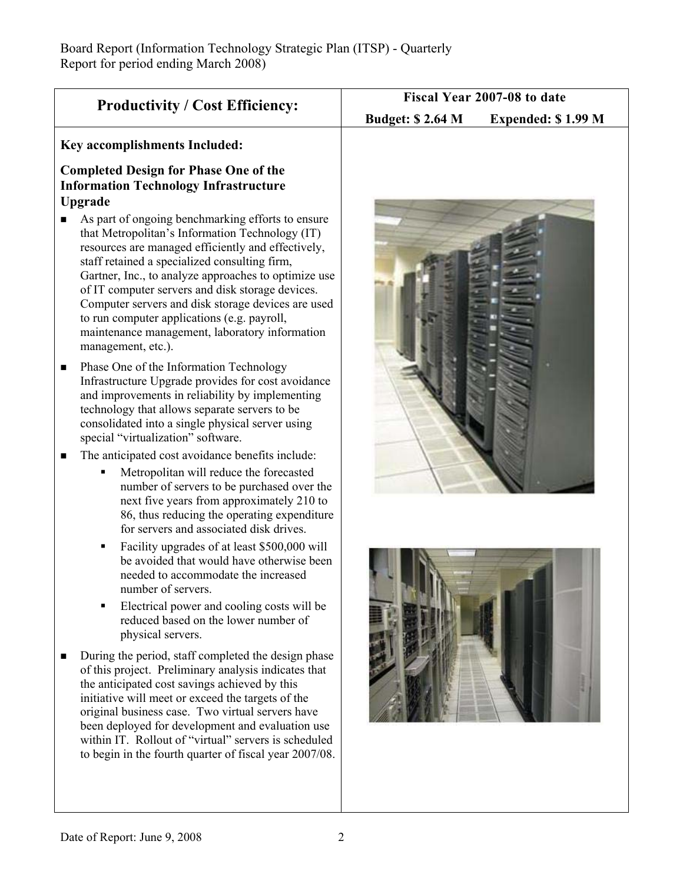Board Report (Information Technology Strategic Plan (ITSP) - Quarterly Report for period ending March 2008)

| Productivity / Cost Efficiency: | Fiscal Year 2007-08 to date<br>Budget: $ 2.64 M Expended: $ 1.99 M |
| --- | --- |

**Key accomplishments Included:**

**Completed Design for Phase One of the Information Technology Infrastructure Upgrade**

- As part of ongoing benchmarking efforts to ensure that Metropolitan's Information Technology (IT) resources are managed efficiently and effectively, staff retained a specialized consulting firm, Gartner, Inc., to analyze approaches to optimize use of IT computer servers and disk storage devices. Computer servers and disk storage devices are used to run computer applications (e.g. payroll, maintenance management, laboratory information management, etc.).
- Phase One of the Information Technology Infrastructure Upgrade provides for cost avoidance and improvements in reliability by implementing technology that allows separate servers to be consolidated into a single physical server using special "virtualization" software.
- The anticipated cost avoidance benefits include:
  - Metropolitan will reduce the forecasted number of servers to be purchased over the next five years from approximately 210 to 86, thus reducing the operating expenditure for servers and associated disk drives.
  - Facility upgrades of at least $500,000 will be avoided that would have otherwise been needed to accommodate the increased number of servers.
  - Electrical power and cooling costs will be reduced based on the lower number of physical servers.
- During the period, staff completed the design phase of this project. Preliminary analysis indicates that the anticipated cost savings achieved by this initiative will meet or exceed the targets of the original business case. Two virtual servers have been deployed for development and evaluation use within IT. Rollout of "virtual" servers is scheduled to begin in the fourth quarter of fiscal year 2007/08.

Date of Report: June 9, 2008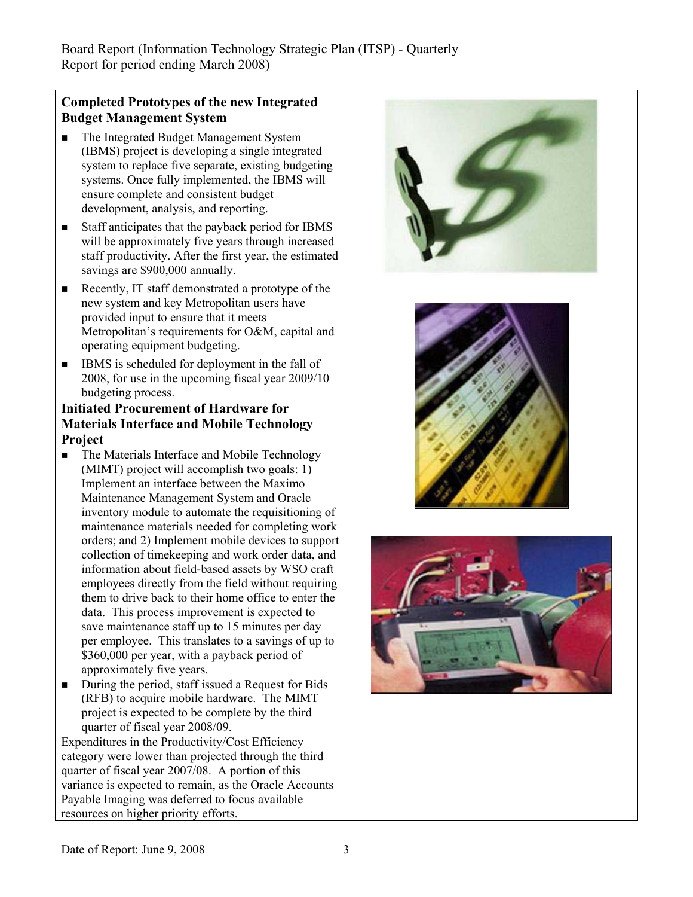## Completed Prototypes of the new Integrated Budget Management System

- The Integrated Budget Management System (IBMS) project is developing a single integrated system to replace five separate, existing budgeting systems. Once fully implemented, the IBMS will ensure complete and consistent budget development, analysis, and reporting.
- Staff anticipates that the payback period for IBMS will be approximately five years through increased staff productivity. After the first year, the estimated savings are $900,000 annually.
- Recently, IT staff demonstrated a prototype of the new system and key Metropolitan users have provided input to ensure that it meets Metropolitan's requirements for O&M, capital and operating equipment budgeting.
- IBMS is scheduled for deployment in the fall of 2008, for use in the upcoming fiscal year 2009/10 budgeting process.

## Initiated Procurement of Hardware for Materials Interface and Mobile Technology Project

- The Materials Interface and Mobile Technology (MIMT) project will accomplish two goals: 1) Implement an interface between the Maximo Maintenance Management System and Oracle inventory module to automate the requisitioning of maintenance materials needed for completing work orders; and 2) Implement mobile devices to support collection of timekeeping and work order data, and information about field-based assets by WSO craft employees directly from the field without requiring them to drive back to their home office to enter the data. This process improvement is expected to save maintenance staff up to 15 minutes per day per employee. This translates to a savings of up to $360,000 per year, with a payback period of approximately five years.
- During the period, staff issued a Request for Bids (RFB) to acquire mobile hardware. The MIMT project is expected to be complete by the third quarter of fiscal year 2008/09.

Expenditures in the Productivity/Cost Efficiency category were lower than projected through the third quarter of fiscal year 2007/08. A portion of this variance is expected to remain, as the Oracle Accounts Payable Imaging was deferred to focus available resources on higher priority efforts.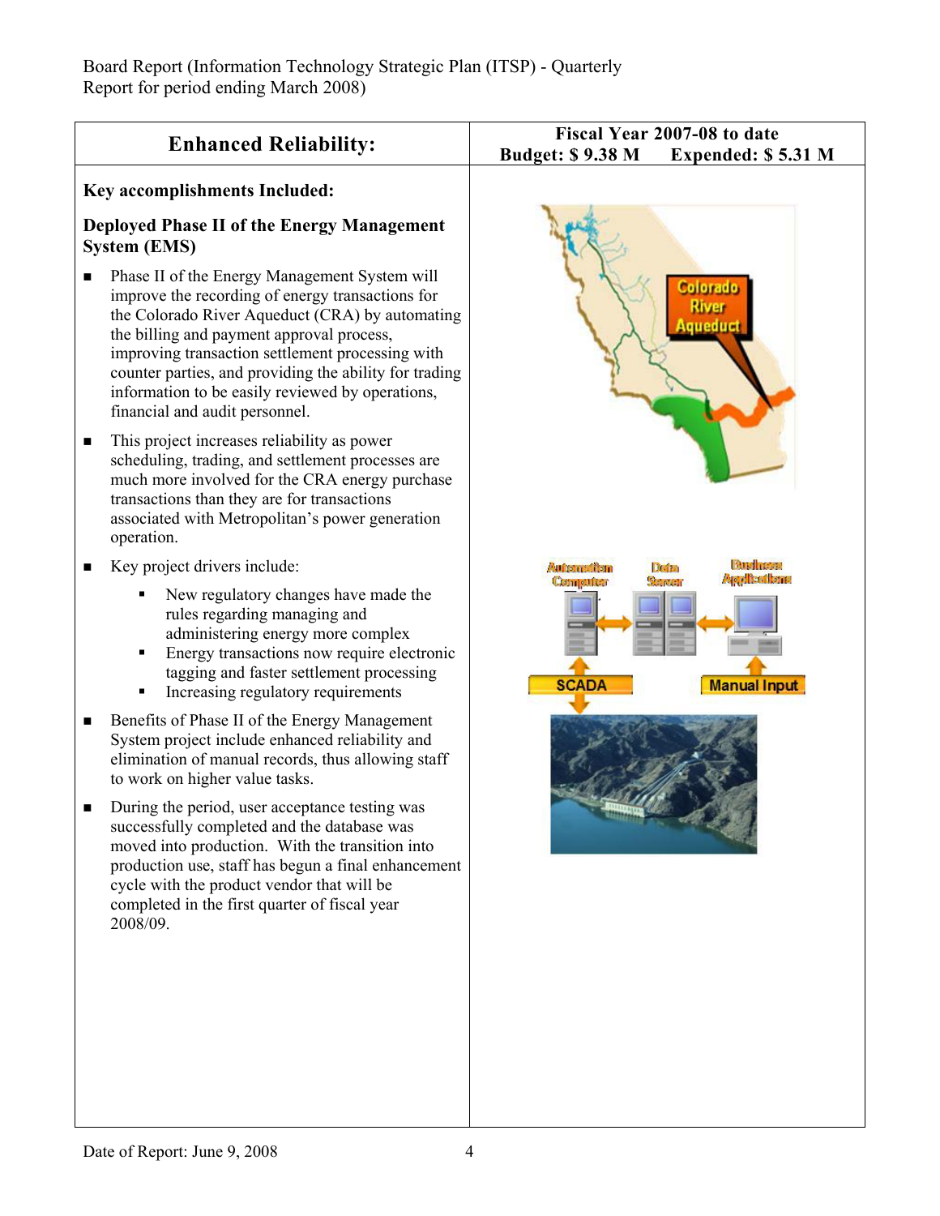Board Report (Information Technology Strategic Plan (ITSP) - Quarterly Report for period ending March 2008)

| Enhanced Reliability: | Fiscal Year 2007-08 to date Budget: $ 9.38 M Expended: $ 5.31 M |
|---|---|

**Key accomplishments Included:**

**Deployed Phase II of the Energy Management System (EMS)**

- Phase II of the Energy Management System will improve the recording of energy transactions for the Colorado River Aqueduct (CRA) by automating the billing and payment approval process, improving transaction settlement processing with counter parties, and providing the ability for trading information to be easily reviewed by operations, financial and audit personnel.
- This project increases reliability as power scheduling, trading, and settlement processes are much more involved for the CRA energy purchase transactions than they are for transactions associated with Metropolitan's power generation operation.
- Key project drivers include:
  - New regulatory changes have made the rules regarding managing and administering energy more complex
  - Energy transactions now require electronic tagging and faster settlement processing
  - Increasing regulatory requirements
- Benefits of Phase II of the Energy Management System project include enhanced reliability and elimination of manual records, thus allowing staff to work on higher value tasks.
- During the period, user acceptance testing was successfully completed and the database was moved into production. With the transition into production use, staff has begun a final enhancement cycle with the product vendor that will be completed in the first quarter of fiscal year 2008/09.

Date of Report: June 9, 2008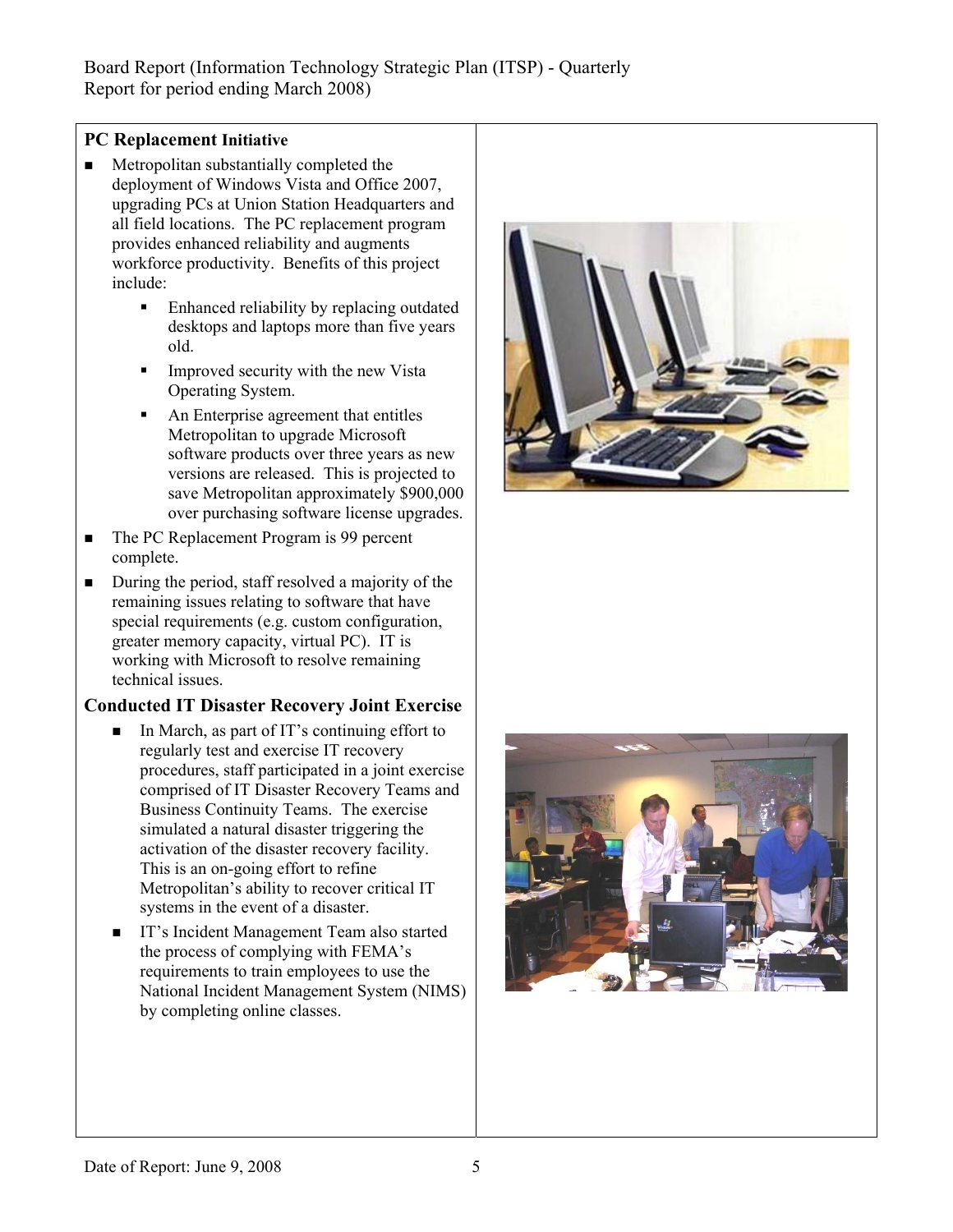## PC Replacement Initiative

- Metropolitan substantially completed the deployment of Windows Vista and Office 2007, upgrading PCs at Union Station Headquarters and all field locations. The PC replacement program provides enhanced reliability and augments workforce productivity. Benefits of this project include:
  - Enhanced reliability by replacing outdated desktops and laptops more than five years old.
  - Improved security with the new Vista Operating System.
  - An Enterprise agreement that entitles Metropolitan to upgrade Microsoft software products over three years as new versions are released. This is projected to save Metropolitan approximately $900,000 over purchasing software license upgrades.
- The PC Replacement Program is 99 percent complete.
- During the period, staff resolved a majority of the remaining issues relating to software that have special requirements (e.g. custom configuration, greater memory capacity, virtual PC). IT is working with Microsoft to resolve remaining technical issues.

## Conducted IT Disaster Recovery Joint Exercise

- In March, as part of IT's continuing effort to regularly test and exercise IT recovery procedures, staff participated in a joint exercise comprised of IT Disaster Recovery Teams and Business Continuity Teams. The exercise simulated a natural disaster triggering the activation of the disaster recovery facility. This is an on-going effort to refine Metropolitan's ability to recover critical IT systems in the event of a disaster.
- IT's Incident Management Team also started the process of complying with FEMA's requirements to train employees to use the National Incident Management System (NIMS) by completing online classes.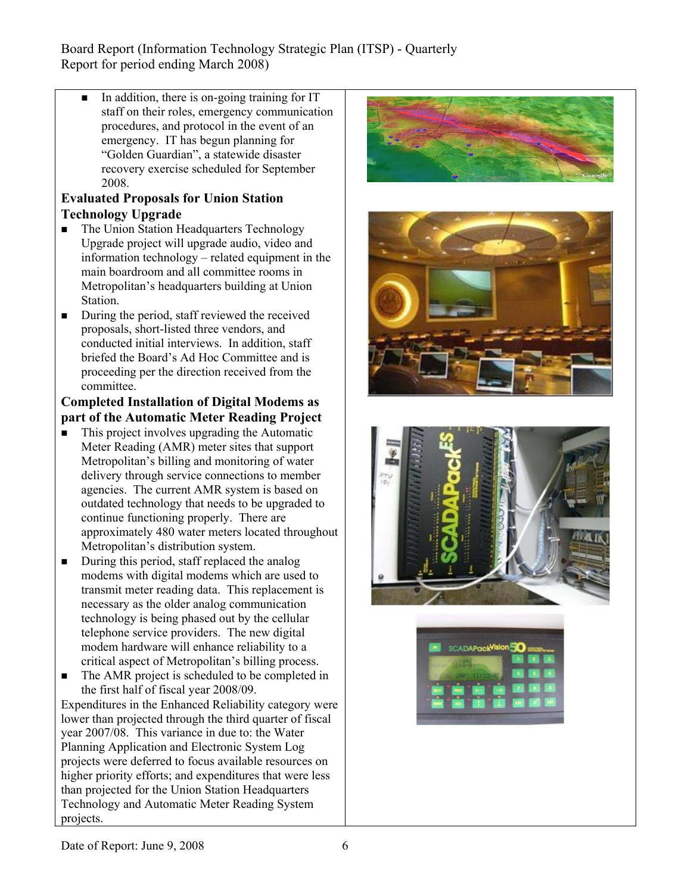- In addition, there is on-going training for IT staff on their roles, emergency communication procedures, and protocol in the event of an emergency. IT has begun planning for "Golden Guardian", a statewide disaster recovery exercise scheduled for September 2008.

**Evaluated Proposals for Union Station Technology Upgrade**

- The Union Station Headquarters Technology Upgrade project will upgrade audio, video and information technology – related equipment in the main boardroom and all committee rooms in Metropolitan's headquarters building at Union Station.
- During the period, staff reviewed the received proposals, short-listed three vendors, and conducted initial interviews. In addition, staff briefed the Board's Ad Hoc Committee and is proceeding per the direction received from the committee.

**Completed Installation of Digital Modems as part of the Automatic Meter Reading Project**

- This project involves upgrading the Automatic Meter Reading (AMR) meter sites that support Metropolitan's billing and monitoring of water delivery through service connections to member agencies. The current AMR system is based on outdated technology that needs to be upgraded to continue functioning properly. There are approximately 480 water meters located throughout Metropolitan's distribution system.
- During this period, staff replaced the analog modems with digital modems which are used to transmit meter reading data. This replacement is necessary as the older analog communication technology is being phased out by the cellular telephone service providers. The new digital modem hardware will enhance reliability to a critical aspect of Metropolitan's billing process.
- The AMR project is scheduled to be completed in the first half of fiscal year 2008/09.

Expenditures in the Enhanced Reliability category were lower than projected through the third quarter of fiscal year 2007/08. This variance in due to: the Water Planning Application and Electronic System Log projects were deferred to focus available resources on higher priority efforts; and expenditures that were less than projected for the Union Station Headquarters Technology and Automatic Meter Reading System projects.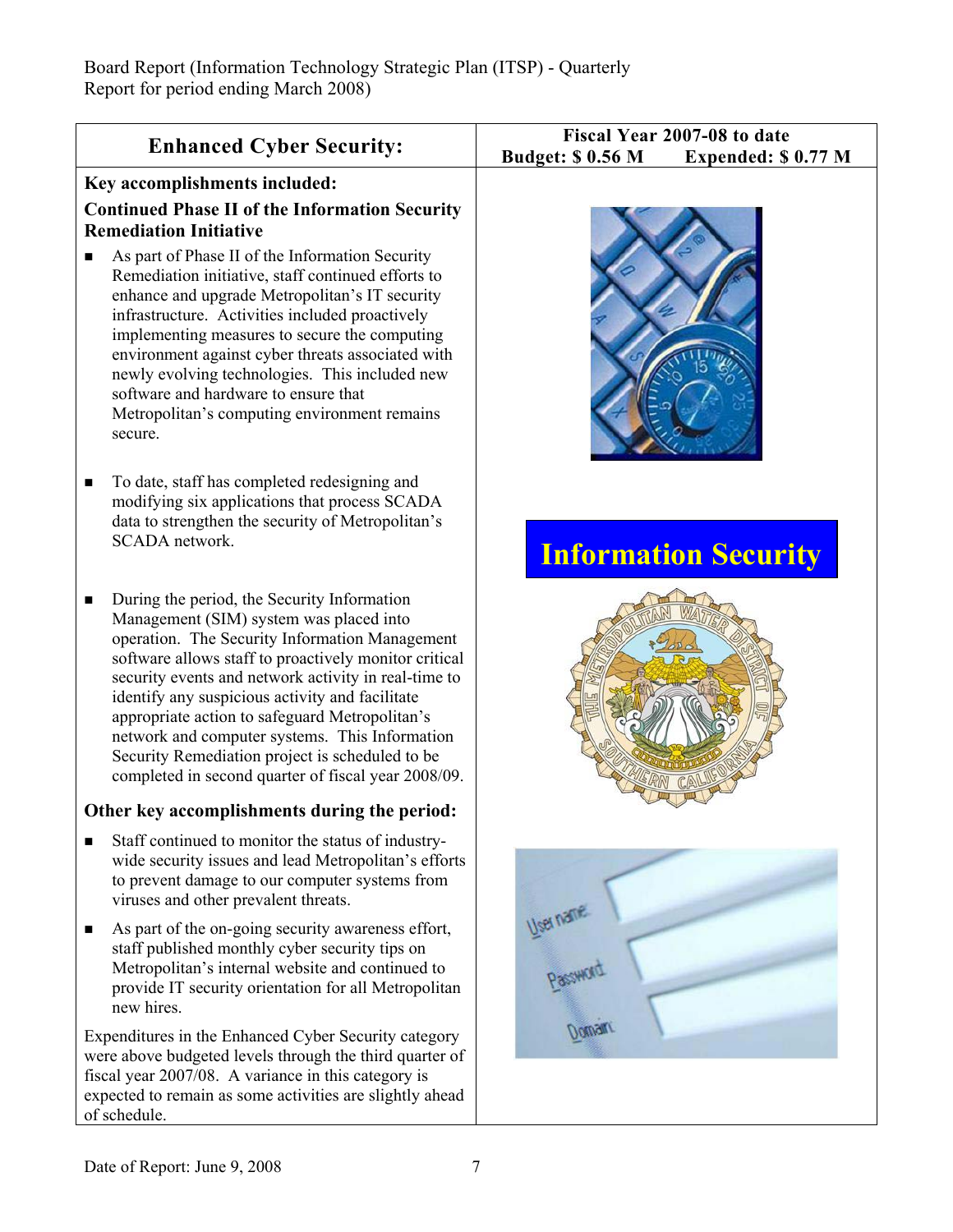Board Report (Information Technology Strategic Plan (ITSP) - Quarterly Report for period ending March 2008)

## Enhanced Cyber Security:

**Fiscal Year 2007-08 to date**
**Budget: $ 0.56 M Expended: $ 0.77 M**

**Key accomplishments included:**

**Continued Phase II of the Information Security Remediation Initiative**

- As part of Phase II of the Information Security Remediation initiative, staff continued efforts to enhance and upgrade Metropolitan's IT security infrastructure. Activities included proactively implementing measures to secure the computing environment against cyber threats associated with newly evolving technologies. This included new software and hardware to ensure that Metropolitan's computing environment remains secure.

- To date, staff has completed redesigning and modifying six applications that process SCADA data to strengthen the security of Metropolitan's SCADA network.

- During the period, the Security Information Management (SIM) system was placed into operation. The Security Information Management software allows staff to proactively monitor critical security events and network activity in real-time to identify any suspicious activity and facilitate appropriate action to safeguard Metropolitan's network and computer systems. This Information Security Remediation project is scheduled to be completed in second quarter of fiscal year 2008/09.

**Other key accomplishments during the period:**

- Staff continued to monitor the status of industry-wide security issues and lead Metropolitan's efforts to prevent damage to our computer systems from viruses and other prevalent threats.

- As part of the on-going security awareness effort, staff published monthly cyber security tips on Metropolitan's internal website and continued to provide IT security orientation for all Metropolitan new hires.

Expenditures in the Enhanced Cyber Security category were above budgeted levels through the third quarter of fiscal year 2007/08. A variance in this category is expected to remain as some activities are slightly ahead of schedule.

**Information Security**

Date of Report: June 9, 2008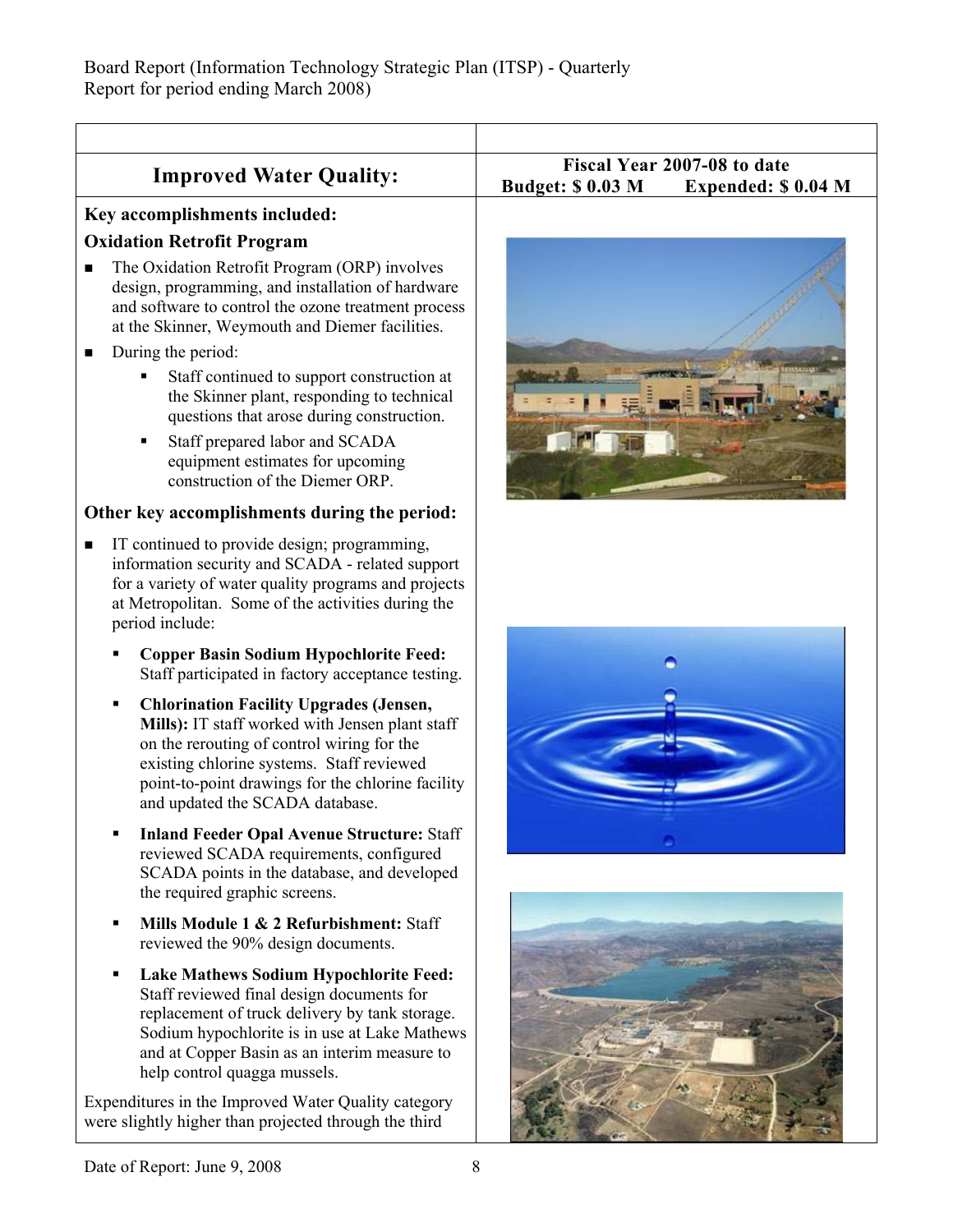Board Report (Information Technology Strategic Plan (ITSP) - Quarterly Report for period ending March 2008)

| Improved Water Quality: | Fiscal Year 2007-08 to date<br>Budget: $ 0.03 M Expended: $ 0.04 M |
|---|---|

**Key accomplishments included:**

**Oxidation Retrofit Program**

- The Oxidation Retrofit Program (ORP) involves design, programming, and installation of hardware and software to control the ozone treatment process at the Skinner, Weymouth and Diemer facilities.
- During the period:
  - Staff continued to support construction at the Skinner plant, responding to technical questions that arose during construction.
  - Staff prepared labor and SCADA equipment estimates for upcoming construction of the Diemer ORP.

**Other key accomplishments during the period:**

- IT continued to provide design; programming, information security and SCADA - related support for a variety of water quality programs and projects at Metropolitan. Some of the activities during the period include:
  - **Copper Basin Sodium Hypochlorite Feed:** Staff participated in factory acceptance testing.
  - **Chlorination Facility Upgrades (Jensen, Mills):** IT staff worked with Jensen plant staff on the rerouting of control wiring for the existing chlorine systems. Staff reviewed point-to-point drawings for the chlorine facility and updated the SCADA database.
  - **Inland Feeder Opal Avenue Structure:** Staff reviewed SCADA requirements, configured SCADA points in the database, and developed the required graphic screens.
  - **Mills Module 1 & 2 Refurbishment:** Staff reviewed the 90% design documents.
  - **Lake Mathews Sodium Hypochlorite Feed:** Staff reviewed final design documents for replacement of truck delivery by tank storage. Sodium hypochlorite is in use at Lake Mathews and at Copper Basin as an interim measure to help control quagga mussels.

Expenditures in the Improved Water Quality category were slightly higher than projected through the third

Date of Report: June 9, 2008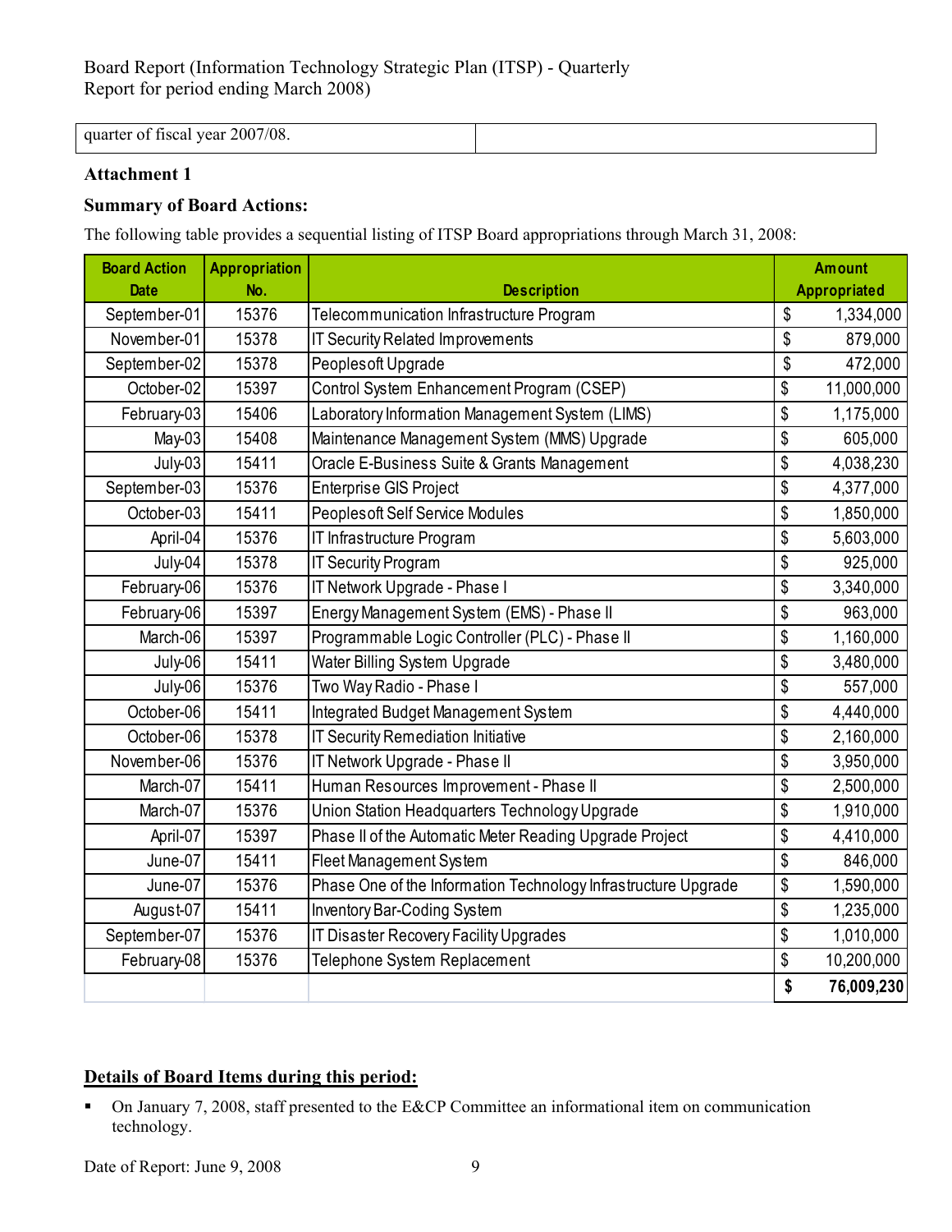| quarter of fiscal year 2007/08. | |
|---|---|

**Attachment 1**

**Summary of Board Actions:**

The following table provides a sequential listing of ITSP Board appropriations through March 31, 2008:

| Board Action Date | Appropriation No. | Description | Amount Appropriated |
|---|---|---|---|
| September-01 | 15376 | Telecommunication Infrastructure Program | $ 1,334,000 |
| November-01 | 15378 | IT Security Related Improvements | $ 879,000 |
| September-02 | 15378 | Peoplesoft Upgrade | $ 472,000 |
| October-02 | 15397 | Control System Enhancement Program (CSEP) | $ 11,000,000 |
| February-03 | 15406 | Laboratory Information Management System (LIMS) | $ 1,175,000 |
| May-03 | 15408 | Maintenance Management System (MMS) Upgrade | $ 605,000 |
| July-03 | 15411 | Oracle E-Business Suite & Grants Management | $ 4,038,230 |
| September-03 | 15376 | Enterprise GIS Project | $ 4,377,000 |
| October-03 | 15411 | Peoplesoft Self Service Modules | $ 1,850,000 |
| April-04 | 15376 | IT Infrastructure Program | $ 5,603,000 |
| July-04 | 15378 | IT Security Program | $ 925,000 |
| February-06 | 15376 | IT Network Upgrade - Phase I | $ 3,340,000 |
| February-06 | 15397 | Energy Management System (EMS) - Phase II | $ 963,000 |
| March-06 | 15397 | Programmable Logic Controller (PLC) - Phase II | $ 1,160,000 |
| July-06 | 15411 | Water Billing System Upgrade | $ 3,480,000 |
| July-06 | 15376 | Two Way Radio - Phase I | $ 557,000 |
| October-06 | 15411 | Integrated Budget Management System | $ 4,440,000 |
| October-06 | 15378 | IT Security Remediation Initiative | $ 2,160,000 |
| November-06 | 15376 | IT Network Upgrade - Phase II | $ 3,950,000 |
| March-07 | 15411 | Human Resources Improvement - Phase II | $ 2,500,000 |
| March-07 | 15376 | Union Station Headquarters Technology Upgrade | $ 1,910,000 |
| April-07 | 15397 | Phase II of the Automatic Meter Reading Upgrade Project | $ 4,410,000 |
| June-07 | 15411 | Fleet Management System | $ 846,000 |
| June-07 | 15376 | Phase One of the Information Technology Infrastructure Upgrade | $ 1,590,000 |
| August-07 | 15411 | Inventory Bar-Coding System | $ 1,235,000 |
| September-07 | 15376 | IT Disaster Recovery Facility Upgrades | $ 1,010,000 |
| February-08 | 15376 | Telephone System Replacement | $ 10,200,000 |
| | | | **$ 76,009,230** |

**Details of Board Items during this period:**

- On January 7, 2008, staff presented to the E&CP Committee an informational item on communication technology.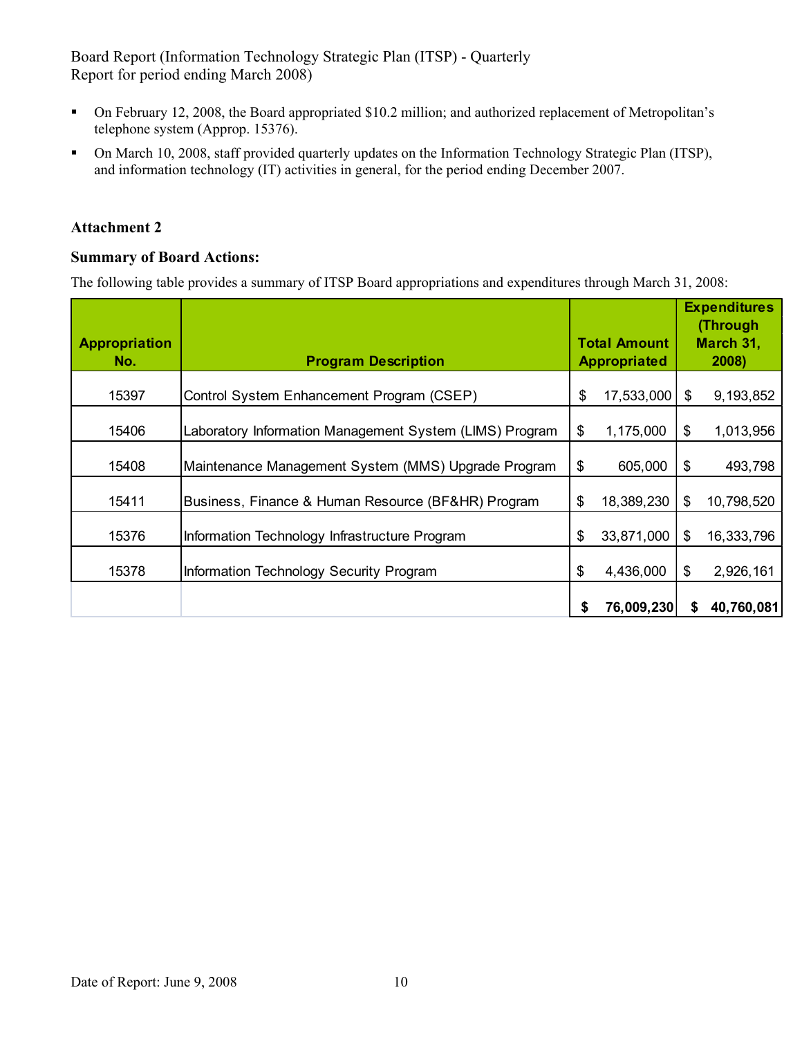- On February 12, 2008, the Board appropriated $10.2 million; and authorized replacement of Metropolitan's telephone system (Approp. 15376).
- On March 10, 2008, staff provided quarterly updates on the Information Technology Strategic Plan (ITSP), and information technology (IT) activities in general, for the period ending December 2007.

### Attachment 2

### Summary of Board Actions:

The following table provides a summary of ITSP Board appropriations and expenditures through March 31, 2008:

| Appropriation No. | Program Description | Total Amount Appropriated | Expenditures (Through March 31, 2008) |
|---|---|---|---|
| 15397 | Control System Enhancement Program (CSEP) | $ 17,533,000 | $ 9,193,852 |
| 15406 | Laboratory Information Management System (LIMS) Program | $ 1,175,000 | $ 1,013,956 |
| 15408 | Maintenance Management System (MMS) Upgrade Program | $ 605,000 | $ 493,798 |
| 15411 | Business, Finance & Human Resource (BF&HR) Program | $ 18,389,230 | $ 10,798,520 |
| 15376 | Information Technology Infrastructure Program | $ 33,871,000 | $ 16,333,796 |
| 15378 | Information Technology Security Program | $ 4,436,000 | $ 2,926,161 |
| | | **$ 76,009,230** | **$ 40,760,081** |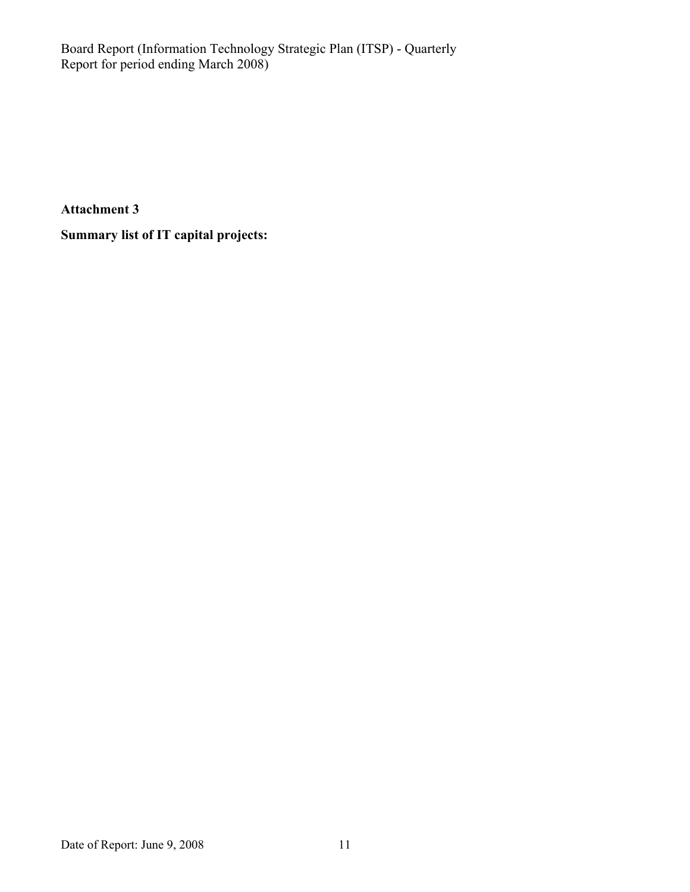**Attachment 3**

**Summary list of IT capital projects:**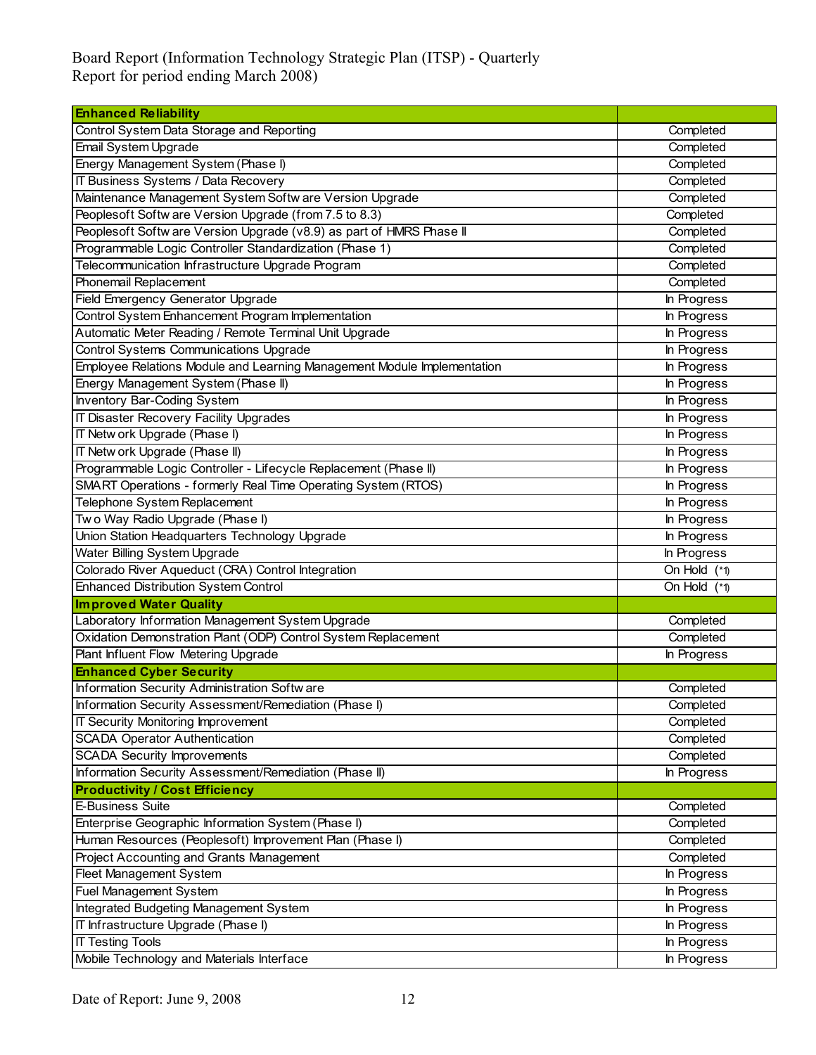Board Report (Information Technology Strategic Plan (ITSP) - Quarterly Report for period ending March 2008)

| **Enhanced Reliability** | |
|---|---|
| Control System Data Storage and Reporting | Completed |
| Email System Upgrade | Completed |
| Energy Management System (Phase I) | Completed |
| IT Business Systems / Data Recovery | Completed |
| Maintenance Management System Software Version Upgrade | Completed |
| Peoplesoft Software Version Upgrade (from 7.5 to 8.3) | Completed |
| Peoplesoft Software Version Upgrade (v8.9) as part of HMRS Phase II | Completed |
| Programmable Logic Controller Standardization (Phase 1) | Completed |
| Telecommunication Infrastructure Upgrade Program | Completed |
| Phonemail Replacement | Completed |
| Field Emergency Generator Upgrade | In Progress |
| Control System Enhancement Program Implementation | In Progress |
| Automatic Meter Reading / Remote Terminal Unit Upgrade | In Progress |
| Control Systems Communications Upgrade | In Progress |
| Employee Relations Module and Learning Management Module Implementation | In Progress |
| Energy Management System (Phase II) | In Progress |
| Inventory Bar-Coding System | In Progress |
| IT Disaster Recovery Facility Upgrades | In Progress |
| IT Network Upgrade (Phase I) | In Progress |
| IT Network Upgrade (Phase II) | In Progress |
| Programmable Logic Controller - Lifecycle Replacement (Phase II) | In Progress |
| SMART Operations - formerly Real Time Operating System (RTOS) | In Progress |
| Telephone System Replacement | In Progress |
| Two Way Radio Upgrade (Phase I) | In Progress |
| Union Station Headquarters Technology Upgrade | In Progress |
| Water Billing System Upgrade | In Progress |
| Colorado River Aqueduct (CRA) Control Integration | On Hold (*1) |
| Enhanced Distribution System Control | On Hold (*1) |
| **Improved Water Quality** | |
| Laboratory Information Management System Upgrade | Completed |
| Oxidation Demonstration Plant (ODP) Control System Replacement | Completed |
| Plant Influent Flow Metering Upgrade | In Progress |
| **Enhanced Cyber Security** | |
| Information Security Administration Software | Completed |
| Information Security Assessment/Remediation (Phase I) | Completed |
| IT Security Monitoring Improvement | Completed |
| SCADA Operator Authentication | Completed |
| SCADA Security Improvements | Completed |
| Information Security Assessment/Remediation (Phase II) | In Progress |
| **Productivity / Cost Efficiency** | |
| E-Business Suite | Completed |
| Enterprise Geographic Information System (Phase I) | Completed |
| Human Resources (Peoplesoft) Improvement Plan (Phase I) | Completed |
| Project Accounting and Grants Management | Completed |
| Fleet Management System | In Progress |
| Fuel Management System | In Progress |
| Integrated Budgeting Management System | In Progress |
| IT Infrastructure Upgrade (Phase I) | In Progress |
| IT Testing Tools | In Progress |
| Mobile Technology and Materials Interface | In Progress |

Date of Report: June 9, 2008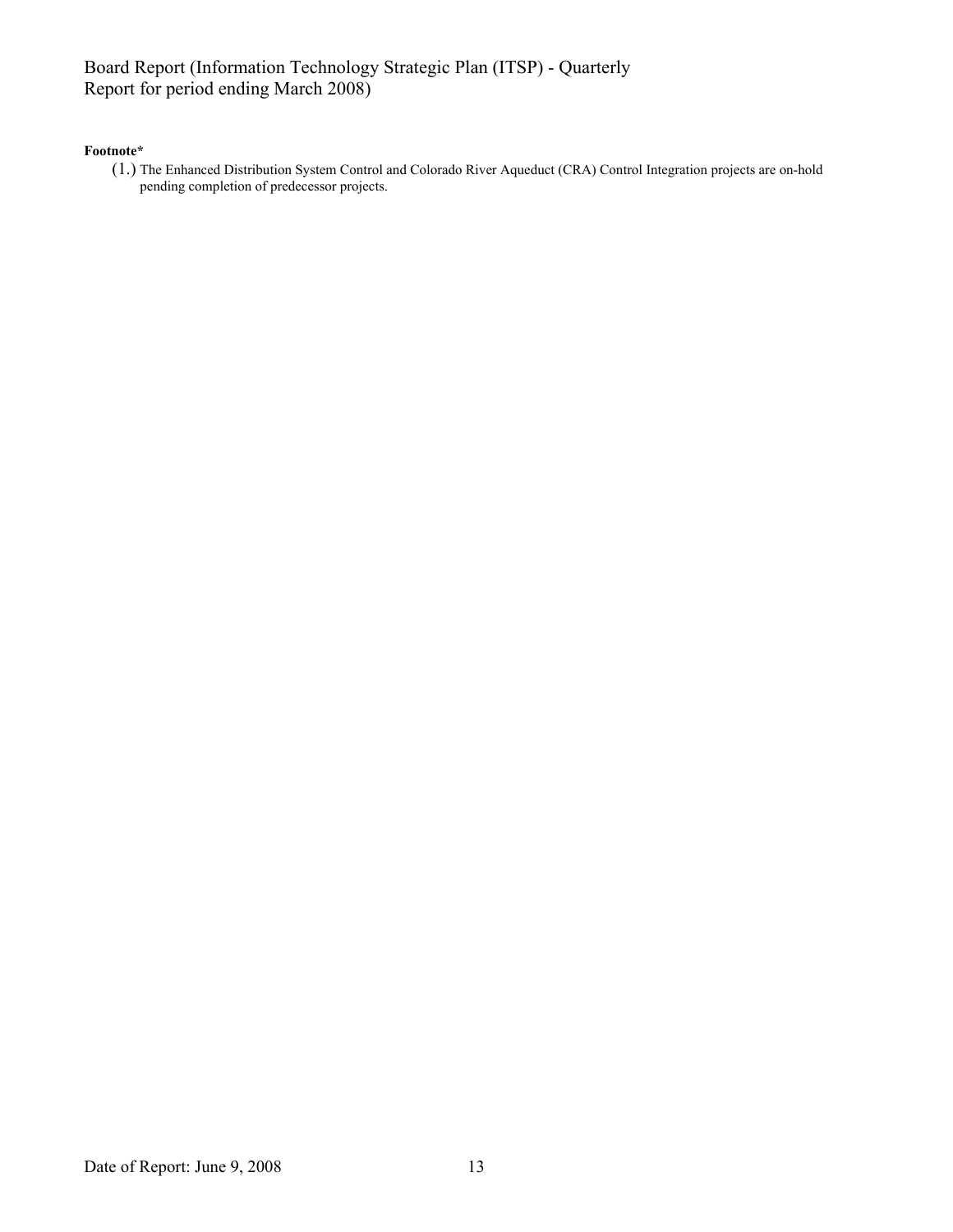**Footnote***

(1.) The Enhanced Distribution System Control and Colorado River Aqueduct (CRA) Control Integration projects are on-hold pending completion of predecessor projects.